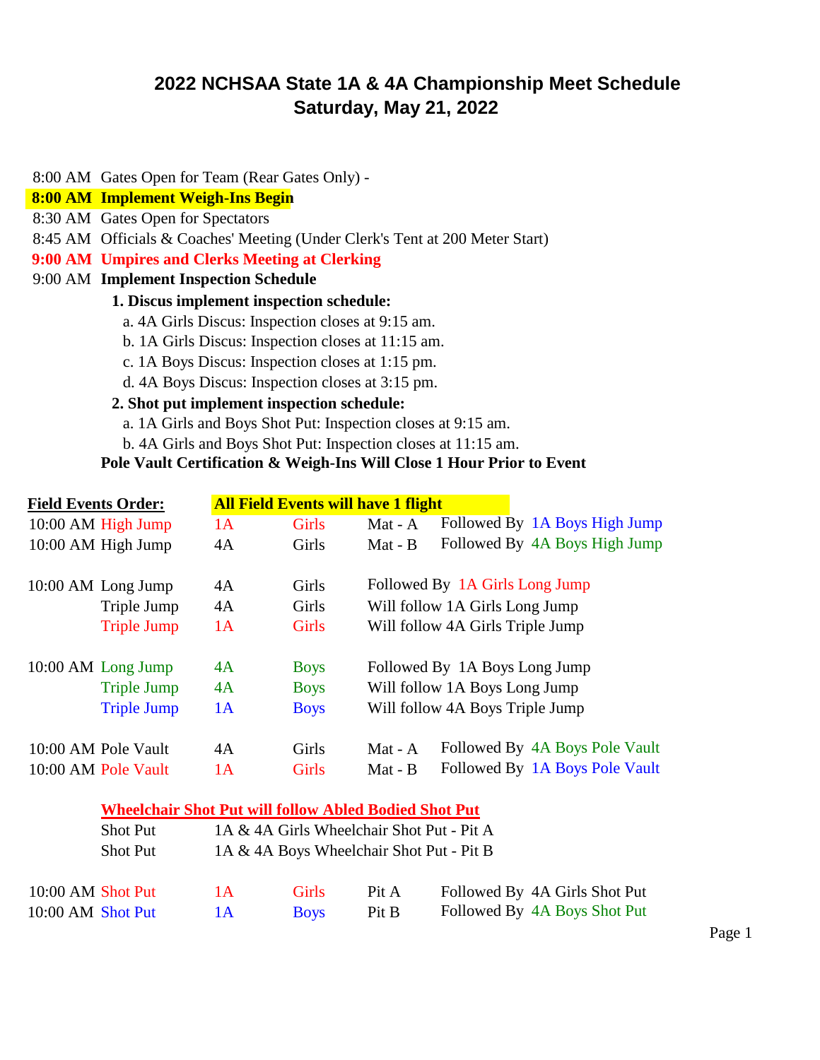# 2022 NCHSAA State 1A & 4A Championship Meet Schedule
## Saturday, May 21, 2022

8:00 AM Gates Open for Team (Rear Gates Only) -

**8:00 AM Implement Weigh-Ins Begin**

8:30 AM Gates Open for Spectators

8:45 AM Officials & Coaches' Meeting (Under Clerk's Tent at 200 Meter Start)

**9:00 AM Umpires and Clerks Meeting at Clerking**

9:00 AM **Implement Inspection Schedule**

**1. Discus implement inspection schedule:**

a. 4A Girls Discus: Inspection closes at 9:15 am.
b. 1A Girls Discus: Inspection closes at 11:15 am.
c. 1A Boys Discus: Inspection closes at 1:15 pm.
d. 4A Boys Discus: Inspection closes at 3:15 pm.

**2. Shot put implement inspection schedule:**

a. 1A Girls and Boys Shot Put: Inspection closes at 9:15 am.
b. 4A Girls and Boys Shot Put: Inspection closes at 11:15 am.

**Pole Vault Certification & Weigh-Ins Will Close 1 Hour Prior to Event**

**Field Events Order:** **All Field Events will have 1 flight**

| Time | Event | Class | Gender | Location | Notes |
|---|---|---|---|---|---|
| 10:00 AM | High Jump | 1A | Girls | Mat - A | Followed By 1A Boys High Jump |
| 10:00 AM | High Jump | 4A | Girls | Mat - B | Followed By 4A Boys High Jump |
| | | | | | |
| 10:00 AM | Long Jump | 4A | Girls | | Followed By 1A Girls Long Jump |
| | Triple Jump | 4A | Girls | | Will follow 1A Girls Long Jump |
| | Triple Jump | 1A | Girls | | Will follow 4A Girls Triple Jump |
| | | | | | |
| 10:00 AM | Long Jump | 4A | Boys | | Followed By 1A Boys Long Jump |
| | Triple Jump | 4A | Boys | | Will follow 1A Boys Long Jump |
| | Triple Jump | 1A | Boys | | Will follow 4A Boys Triple Jump |
| | | | | | |
| 10:00 AM | Pole Vault | 4A | Girls | Mat - A | Followed By 4A Boys Pole Vault |
| 10:00 AM | Pole Vault | 1A | Girls | Mat - B | Followed By 1A Boys Pole Vault |

**Wheelchair Shot Put will follow Abled Bodied Shot Put**

| Event | Details |
|---|---|
| Shot Put | 1A & 4A Girls Wheelchair Shot Put - Pit A |
| Shot Put | 1A & 4A Boys Wheelchair Shot Put - Pit B |

| Time | Event | Class | Gender | Location | Notes |
|---|---|---|---|---|---|
| 10:00 AM | Shot Put | 1A | Girls | Pit A | Followed By 4A Girls Shot Put |
| 10:00 AM | Shot Put | 1A | Boys | Pit B | Followed By 4A Boys Shot Put |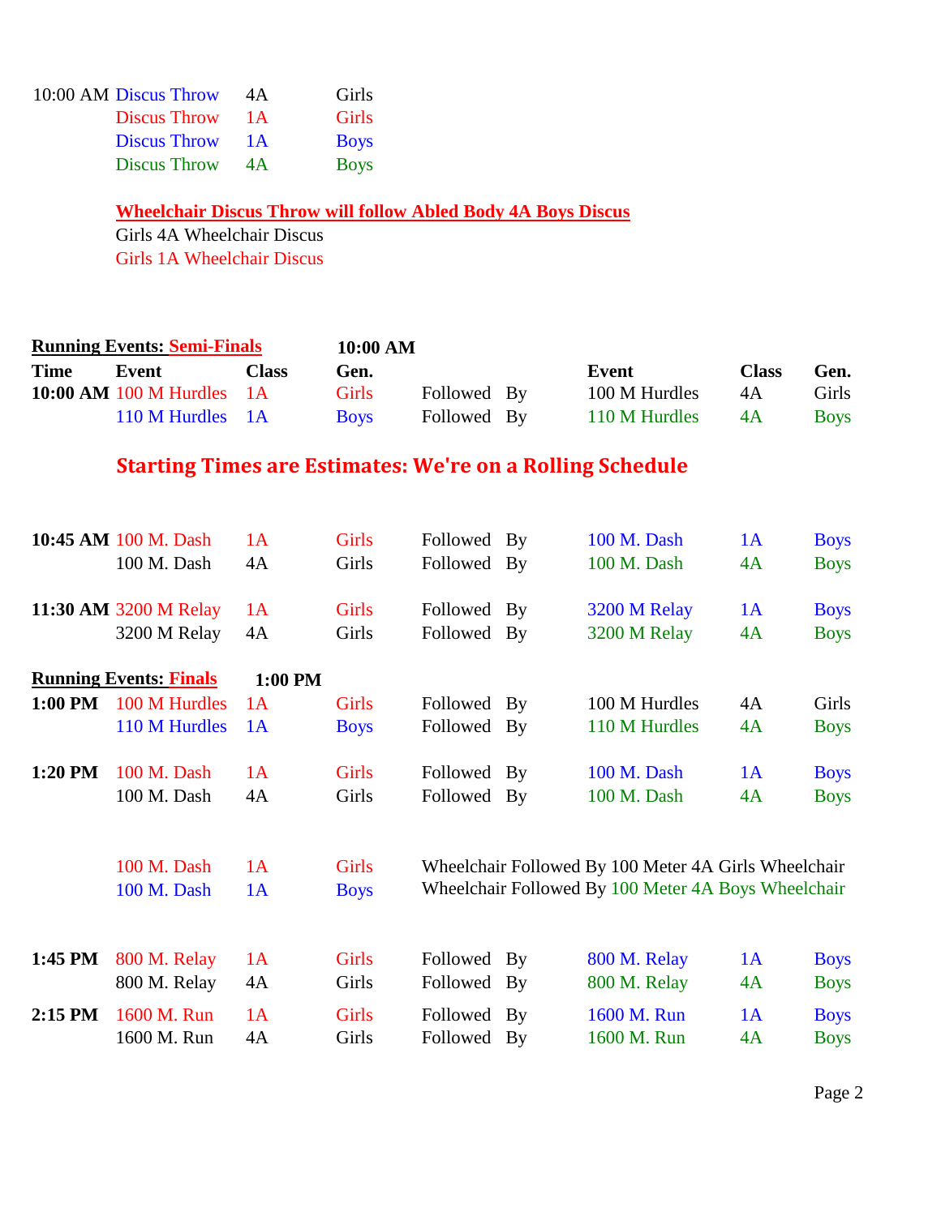| | | | |
|---|---|---|---|
| 10:00 AM | Discus Throw | 4A | Girls |
| | Discus Throw | 1A | Girls |
| | Discus Throw | 1A | Boys |
| | Discus Throw | 4A | Boys |

**Wheelchair Discus Throw will follow Abled Body 4A Boys Discus**

Girls 4A Wheelchair Discus

Girls 1A Wheelchair Discus

**Running Events: Semi-Finals** **10:00 AM**

| Time | Event | Class | Gen. | | Event | Class | Gen. |
|---|---|---|---|---|---|---|---|
| 10:00 AM | 100 M Hurdles | 1A | Girls | Followed By | 100 M Hurdles | 4A | Girls |
| | 110 M Hurdles | 1A | Boys | Followed By | 110 M Hurdles | 4A | Boys |

**Starting Times are Estimates: We're on a Rolling Schedule**

| Time | Event | Class | Gen. | | Event | Class | Gen. |
|---|---|---|---|---|---|---|---|
| 10:45 AM | 100 M. Dash | 1A | Girls | Followed By | 100 M. Dash | 1A | Boys |
| | 100 M. Dash | 4A | Girls | Followed By | 100 M. Dash | 4A | Boys |
| 11:30 AM | 3200 M Relay | 1A | Girls | Followed By | 3200 M Relay | 1A | Boys |
| | 3200 M Relay | 4A | Girls | Followed By | 3200 M Relay | 4A | Boys |

**Running Events: Finals** **1:00 PM**

| Time | Event | Class | Gen. | | Event | Class | Gen. |
|---|---|---|---|---|---|---|---|
| 1:00 PM | 100 M Hurdles | 1A | Girls | Followed By | 100 M Hurdles | 4A | Girls |
| | 110 M Hurdles | 1A | Boys | Followed By | 110 M Hurdles | 4A | Boys |
| 1:20 PM | 100 M. Dash | 1A | Girls | Followed By | 100 M. Dash | 1A | Boys |
| | 100 M. Dash | 4A | Girls | Followed By | 100 M. Dash | 4A | Boys |
| | 100 M. Dash | 1A | Girls | Wheelchair Followed By 100 Meter 4A Girls Wheelchair | | | |
| | 100 M. Dash | 1A | Boys | Wheelchair Followed By 100 Meter 4A Boys Wheelchair | | | |
| 1:45 PM | 800 M. Relay | 1A | Girls | Followed By | 800 M. Relay | 1A | Boys |
| | 800 M. Relay | 4A | Girls | Followed By | 800 M. Relay | 4A | Boys |
| 2:15 PM | 1600 M. Run | 1A | Girls | Followed By | 1600 M. Run | 1A | Boys |
| | 1600 M. Run | 4A | Girls | Followed By | 1600 M. Run | 4A | Boys |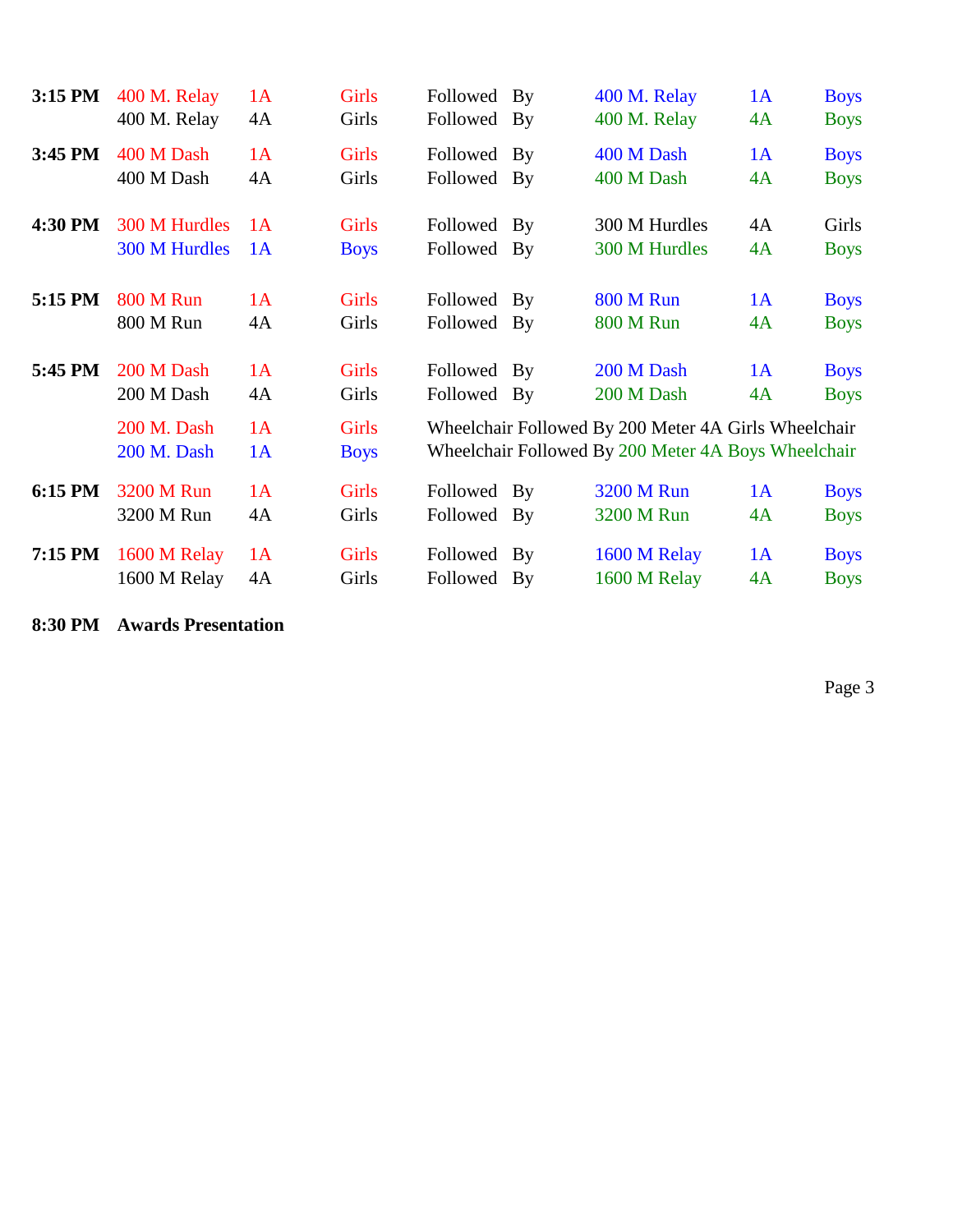| | | | | | | | | |
|---|---|---|---|---|---|---|---|---|
| **3:15 PM** | 400 M. Relay | 1A | Girls | Followed | By | 400 M. Relay | 1A | Boys |
| | 400 M. Relay | 4A | Girls | Followed | By | 400 M. Relay | 4A | Boys |
| **3:45 PM** | 400 M Dash | 1A | Girls | Followed | By | 400 M Dash | 1A | Boys |
| | 400 M Dash | 4A | Girls | Followed | By | 400 M Dash | 4A | Boys |
| **4:30 PM** | 300 M Hurdles | 1A | Girls | Followed | By | 300 M Hurdles | 4A | Girls |
| | 300 M Hurdles | 1A | Boys | Followed | By | 300 M Hurdles | 4A | Boys |
| **5:15 PM** | 800 M Run | 1A | Girls | Followed | By | 800 M Run | 1A | Boys |
| | 800 M Run | 4A | Girls | Followed | By | 800 M Run | 4A | Boys |
| **5:45 PM** | 200 M Dash | 1A | Girls | Followed | By | 200 M Dash | 1A | Boys |
| | 200 M Dash | 4A | Girls | Followed | By | 200 M Dash | 4A | Boys |
| | 200 M. Dash | 1A | Girls | Wheelchair Followed By 200 Meter 4A Girls Wheelchair | | | | |
| | 200 M. Dash | 1A | Boys | Wheelchair Followed By 200 Meter 4A Boys Wheelchair | | | | |
| **6:15 PM** | 3200 M Run | 1A | Girls | Followed | By | 3200 M Run | 1A | Boys |
| | 3200 M Run | 4A | Girls | Followed | By | 3200 M Run | 4A | Boys |
| **7:15 PM** | 1600 M Relay | 1A | Girls | Followed | By | 1600 M Relay | 1A | Boys |
| | 1600 M Relay | 4A | Girls | Followed | By | 1600 M Relay | 4A | Boys |

**8:30 PM Awards Presentation**